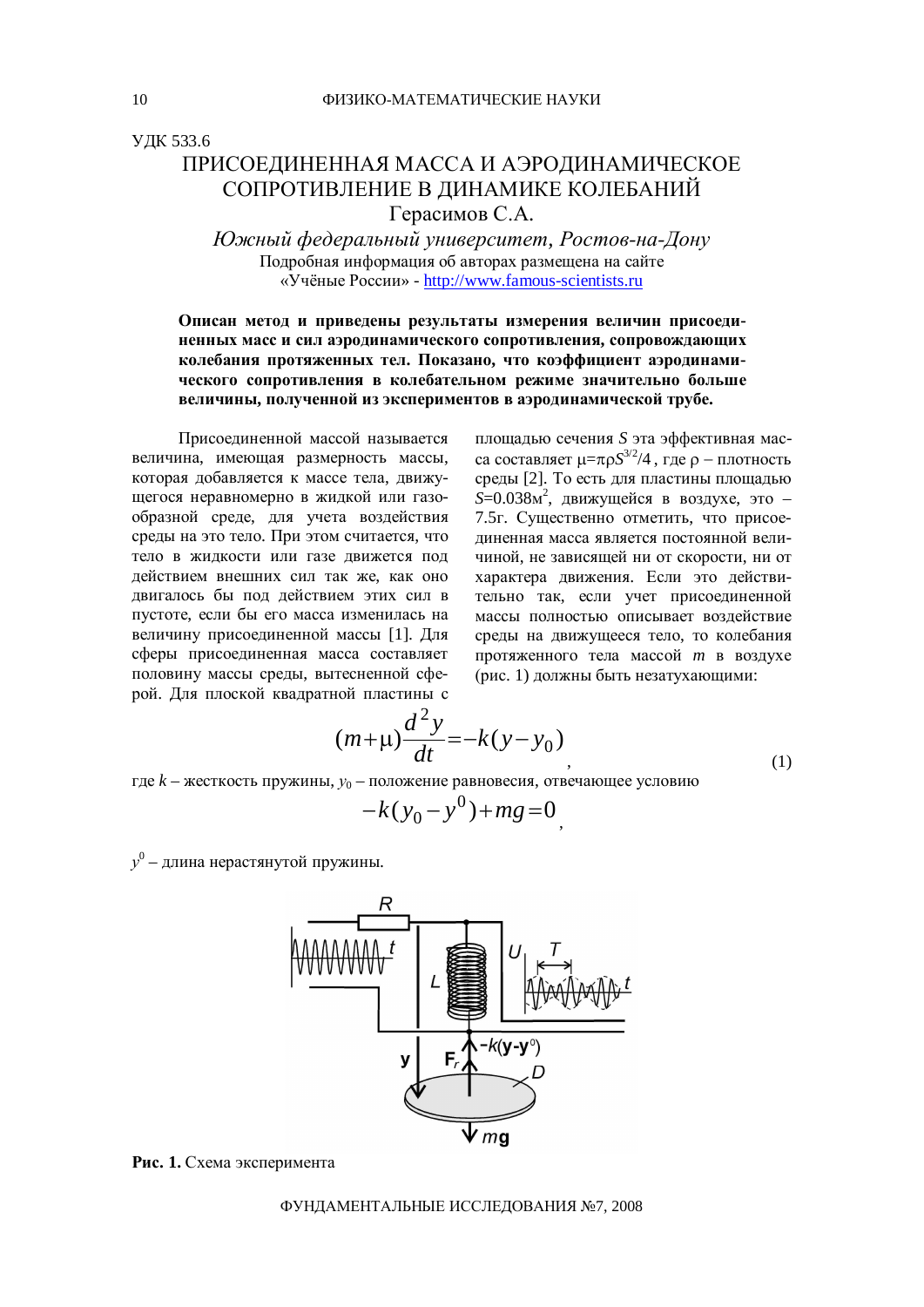УДК 533.6

# ПРИСОЕДИНЕННАЯ МАССА И АЭРОДИНАМИЧЕСКОЕ СОПРОТИВЛЕНИЕ В ДИНАМИКЕ КОЛЕБАНИЙ

Герасимов С.А.

*Южный федеральный университет, Ростов-на-Дону*

Подробная информация об авторах размещена на сайте «Учёные России» - http://www.famous-scientists.ru

**Описан метод и приведены результаты измерения величин присоединенных масс и сил аэродинамического сопротивления, сопровождающих колебания протяженных тел. Показано, что коэффициент аэродинамического сопротивления в колебательном режиме значительно больше величины, полученной из экспериментов в аэродинамической трубе.**

Присоединенной массой называется величина, имеющая размерность массы, которая добавляется к массе тела, движущегося неравномерно в жидкой или газообразной среде, для учета воздействия среды на это тело. При этом считается, что тело в жидкости или газе движется под действием внешних сил так же, как оно двигалось бы под действием этих сил в пустоте, если бы его масса изменилась на величину присоединенной массы [1]. Для сферы присоединенная масса составляет половину массы среды, вытесненной сферой. Для плоской квадратной пластины с площадью сечения $S$ эта эффективная масса составляет $\mu=\pi\rho S^{3/2}/4$, где $\rho$ – плотность среды [2]. То есть для пластины площадью $S$=0.038м$^2$, движущейся в воздухе, это – 7.5г. Существенно отметить, что присоединенная масса является постоянной величиной, не зависящей ни от скорости, ни от характера движения. Если это действительно так, если учет присоединенной массы полностью описывает воздействие среды на движущееся тело, то колебания протяженного тела массой $m$ в воздухе (рис. 1) должны быть незатухающими:

$$(m+\mu)\frac{d^2y}{dt}=-k(y-y_0) \qquad (1)$$

где $k$ – жесткость пружины, $y_0$ – положение равновесия, отвечающее условию

$$-k(y_0-y^0)+mg=0,$$

$y^0$ – длина нерастянутой пружины.

**Рис. 1.** Схема эксперимента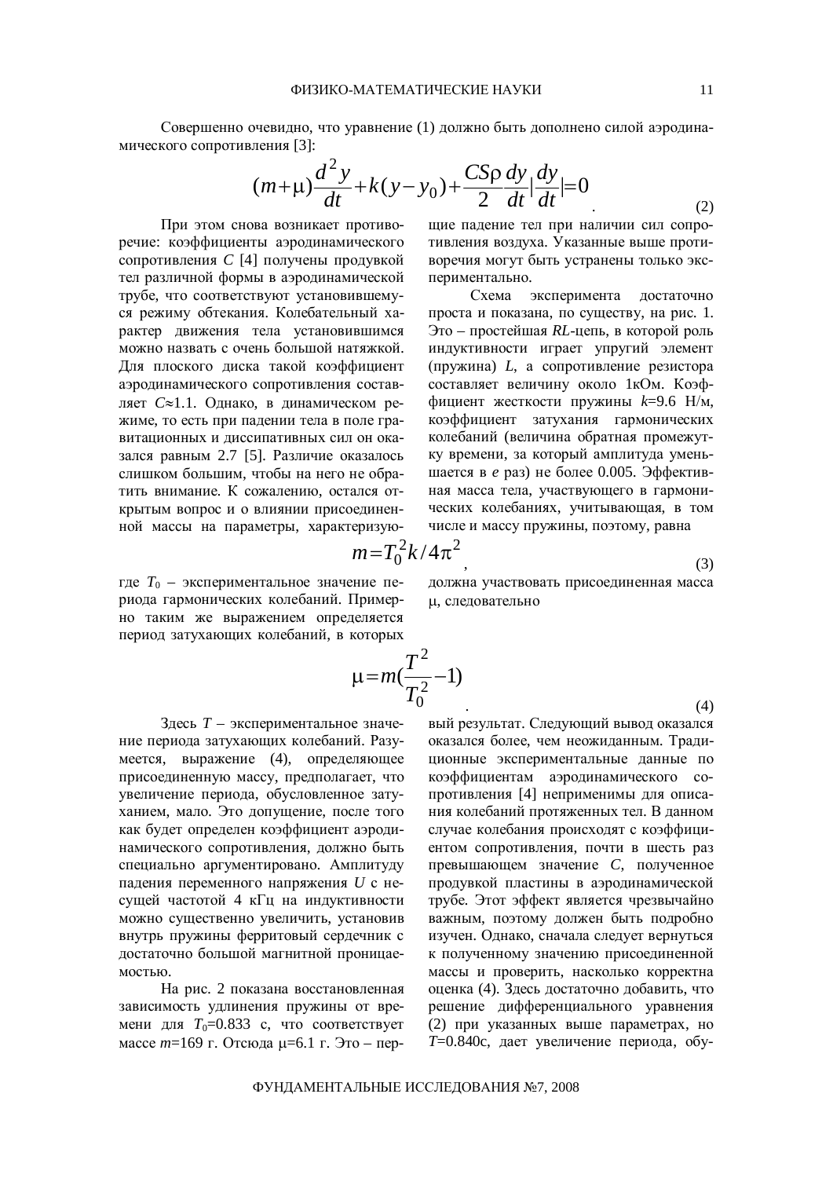Совершенно очевидно, что уравнение (1) должно быть дополнено силой аэродинамического сопротивления [3]:

$$(m+\mu)\frac{d^2y}{dt}+k(y-y_0)+\frac{CS\rho}{2}\frac{dy}{dt}\left|\frac{dy}{dt}\right|=0 \qquad (2)$$

При этом снова возникает противоречие: коэффициенты аэродинамического сопротивления $C$ [4] получены продувкой тел различной формы в аэродинамической трубе, что соответствуют установившемуся режиму обтекания. Колебательный характер движения тела установившимся можно назвать с очень большой натяжкой. Для плоского диска такой коэффициент аэродинамического сопротивления составляет $C\approx1.1$. Однако, в динамическом режиме, то есть при падении тела в поле гравитационных и диссипативных сил он оказался равным 2.7 [5]. Различие оказалось слишком большим, чтобы на него не обратить внимание. К сожалению, остался открытым вопрос и о влиянии присоединенной массы на параметры, характеризующие падение тел при наличии сил сопротивления воздуха. Указанные выше противоречия могут быть устранены только экспериментально.

Схема эксперимента достаточно проста и показана, по существу, на рис. 1. Это – простейшая *RL*-цепь, в которой роль индуктивности играет упругий элемент (пружина) $L$, а сопротивление резистора составляет величину около 1кОм. Коэффициент жесткости пружины $k$=9.6 Н/м, коэффициент затухания гармонических колебаний (величина обратная промежутку времени, за который амплитуда уменьшается в $e$ раз) не более 0.005. Эффективная масса тела, участвующего в гармонических колебаниях, учитывающая, в том числе и массу пружины, поэтому, равна

$$m=T_0^2k/4\pi^2, \qquad (3)$$

где $T_0$ – экспериментальное значение периода гармонических колебаний. Примерно таким же выражением определяется период затухающих колебаний, в которых должна участвовать присоединенная масса $\mu$, следовательно

$$\mu=m\left(\frac{T^2}{T_0^2}-1\right). \qquad (4)$$

Здесь $T$ – экспериментальное значение периода затухающих колебаний. Разумеется, выражение (4), определяющее присоединенную массу, предполагает, что увеличение периода, обусловленное затуханием, мало. Это допущение, после того как будет определен коэффициент аэродинамического сопротивления, должно быть специально аргументировано. Амплитуду падения переменного напряжения $U$ с несущей частотой 4 кГц на индуктивности можно существенно увеличить, установив внутрь пружины ферритовый сердечник с достаточно большой магнитной проницаемостью.

На рис. 2 показана восстановленная зависимость удлинения пружины от времени для $T_0$=0.833 с, что соответствует массе $m$=169 г. Отсюда $\mu$=6.1 г. Это – первый результат. Следующий вывод оказался оказался более, чем неожиданным. Традиционные экспериментальные данные по коэффициентам аэродинамического сопротивления [4] неприменимы для описания колебаний протяженных тел. В данном случае колебания происходят с коэффициентом сопротивления, почти в шесть раз превышающем значение $C$, полученное продувкой пластины в аэродинамической трубе. Этот эффект является чрезвычайно важным, поэтому должен быть подробно изучен. Однако, сначала следует вернуться к полученному значению присоединенной массы и проверить, насколько корректна оценка (4). Здесь достаточно добавить, что решение дифференциального уравнения (2) при указанных выше параметрах, но $T$=0.840с, дает увеличение периода, обу-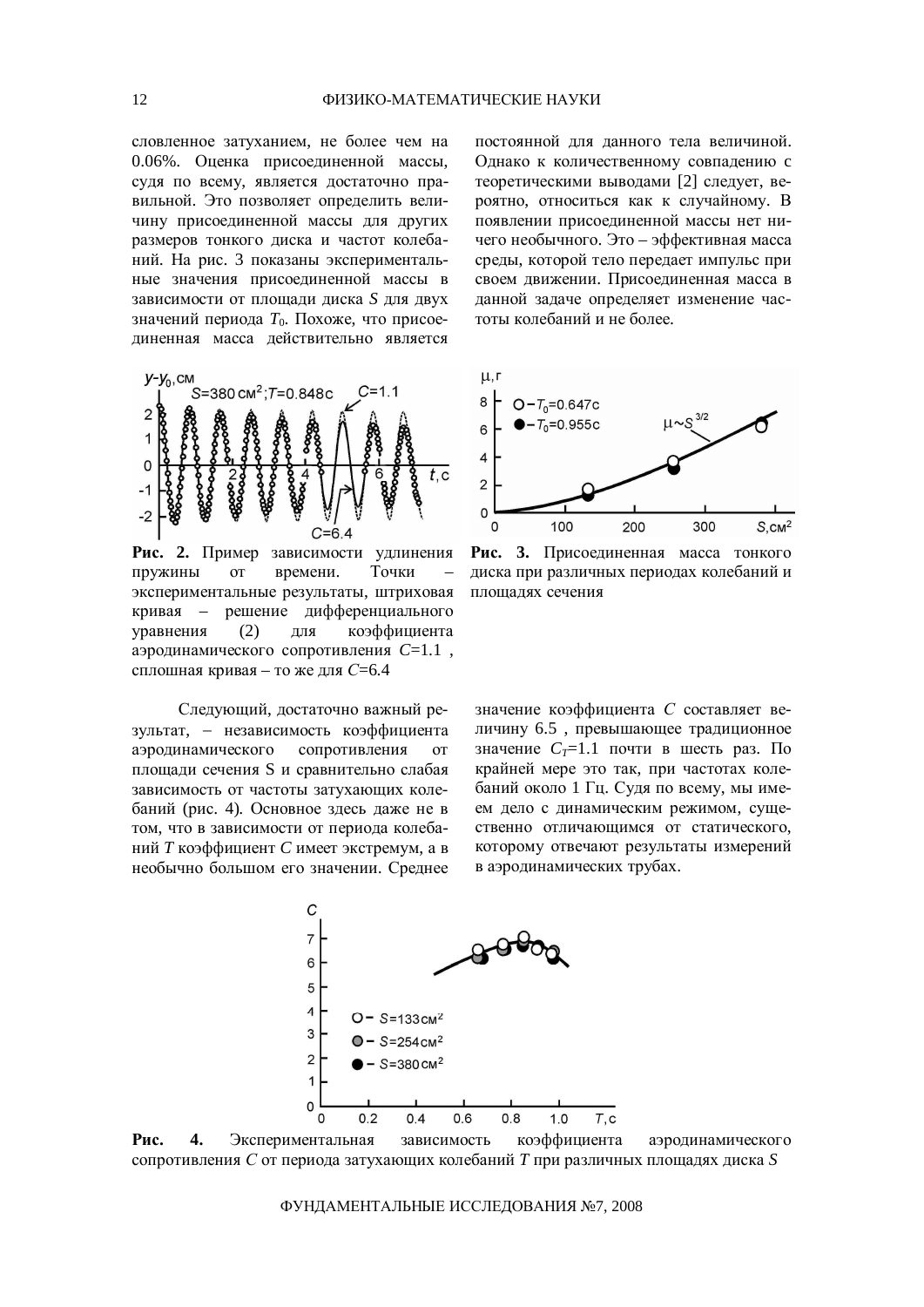словленное затуханием, не более чем на 0.06%. Оценка присоединенной массы, судя по всему, является достаточно правильной. Это позволяет определить величину присоединенной массы для других размеров тонкого диска и частот колебаний. На рис. 3 показаны экспериментальные значения присоединенной массы в зависимости от площади диска $S$ для двух значений периода $T_0$. Похоже, что присоединенная масса действительно является постоянной для данного тела величиной. Однако к количественному совпадению с теоретическими выводами [2] следует, вероятно, относиться как к случайному. В появлении присоединенной массы нет ничего необычного. Это – эффективная масса среды, которой тело передает импульс при своем движении. Присоединенная масса в данной задаче определяет изменение частоты колебаний и не более.

**Рис. 2.** Пример зависимости удлинения пружины от времени. Точки – экспериментальные результаты, штриховая кривая – решение дифференциального уравнения (2) для коэффициента аэродинамического сопротивления $C$=1.1 , сплошная кривая – то же для $C$=6.4

**Рис. 3.** Присоединенная масса тонкого диска при различных периодах колебаний и площадях сечения

Следующий, достаточно важный результат, – независимость коэффициента аэродинамического сопротивления от площади сечения S и сравнительно слабая зависимость от частоты затухающих колебаний (рис. 4). Основное здесь даже не в том, что в зависимости от периода колебаний $T$ коэффициент $C$ имеет экстремум, а в необычно большом его значении. Среднее значение коэффициента $C$ составляет величину 6.5 , превышающее традиционное значение $C_T$=1.1 почти в шесть раз. По крайней мере это так, при частотах колебаний около 1 Гц. Судя по всему, мы имеем дело с динамическим режимом, существенно отличающимся от статического, которому отвечают результаты измерений в аэродинамических трубах.

**Рис. 4.** Экспериментальная зависимость коэффициента аэродинамического сопротивления $C$ от периода затухающих колебаний $T$ при различных площадях диска $S$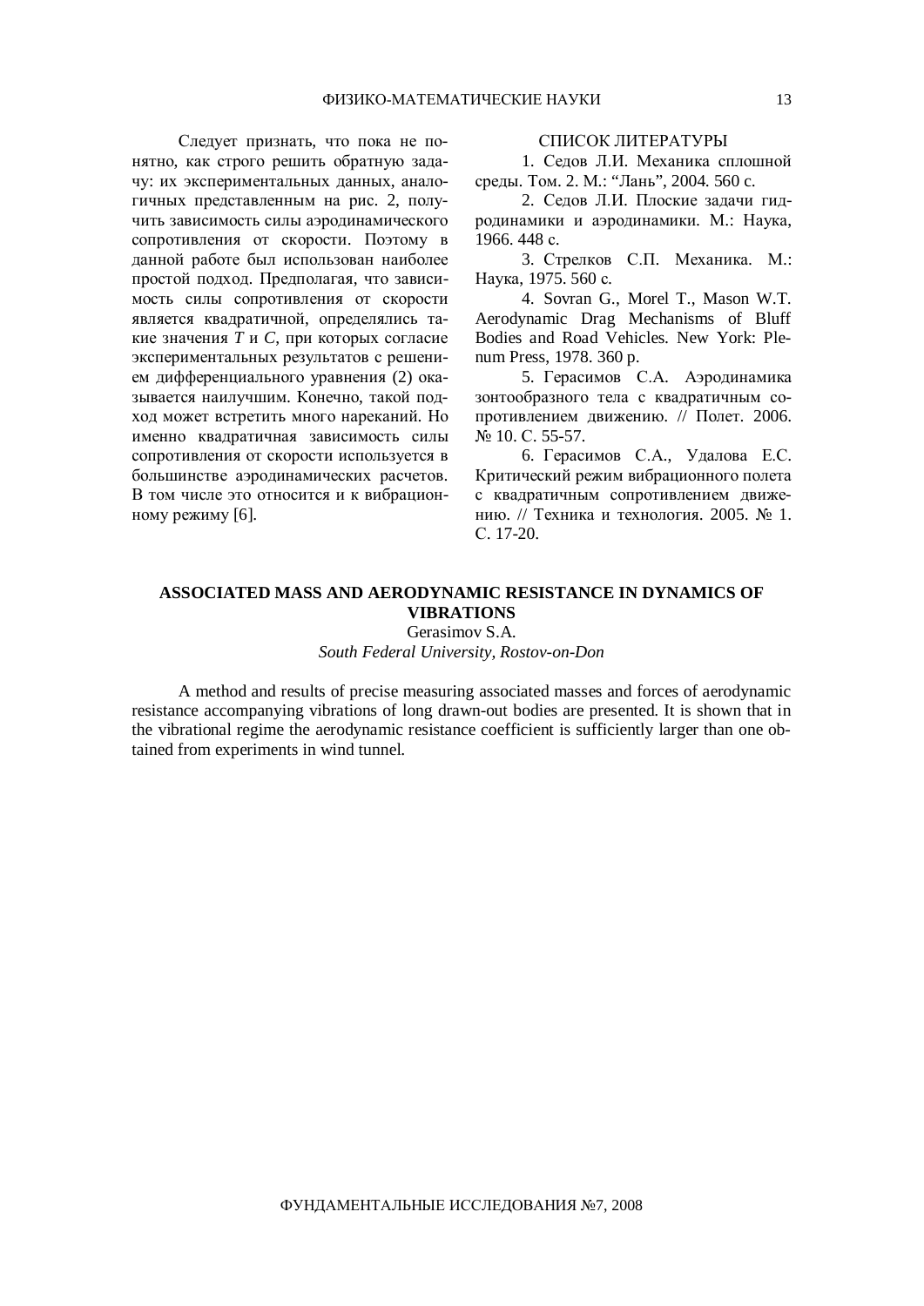Следует признать, что пока не понятно, как строго решить обратную задачу: их экспериментальных данных, аналогичных представленным на рис. 2, получить зависимость силы аэродинамического сопротивления от скорости. Поэтому в данной работе был использован наиболее простой подход. Предполагая, что зависимость силы сопротивления от скорости является квадратичной, определялись такие значения $T$ и $C$, при которых согласие экспериментальных результатов с решением дифференциального уравнения (2) оказывается наилучшим. Конечно, такой подход может встретить много нареканий. Но именно квадратичная зависимость силы сопротивления от скорости используется в большинстве аэродинамических расчетов. В том числе это относится и к вибрационному режиму [6].

## СПИСОК ЛИТЕРАТУРЫ

1. Седов Л.И. Механика сплошной среды. Том. 2. М.: "Лань", 2004. 560 с.
2. Седов Л.И. Плоские задачи гидродинамики и аэродинамики. М.: Наука, 1966. 448 с.
3. Стрелков С.П. Механика. М.: Наука, 1975. 560 с.
4. Sovran G., Morel T., Mason W.T. Aerodynamic Drag Mechanisms of Bluff Bodies and Road Vehicles. New York: Plenum Press, 1978. 360 p.
5. Герасимов С.А. Аэродинамика зонтообразного тела с квадратичным сопротивлением движению. // Полет. 2006. № 10. С. 55-57.
6. Герасимов С.А., Удалова Е.С. Критический режим вибрационного полета с квадратичным сопротивлением движению. // Техника и технология. 2005. № 1. С. 17-20.

## ASSOCIATED MASS AND AERODYNAMIC RESISTANCE IN DYNAMICS OF VIBRATIONS

Gerasimov S.A.

*South Federal University, Rostov-on-Don*

A method and results of precise measuring associated masses and forces of aerodynamic resistance accompanying vibrations of long drawn-out bodies are presented. It is shown that in the vibrational regime the aerodynamic resistance coefficient is sufficiently larger than one obtained from experiments in wind tunnel.